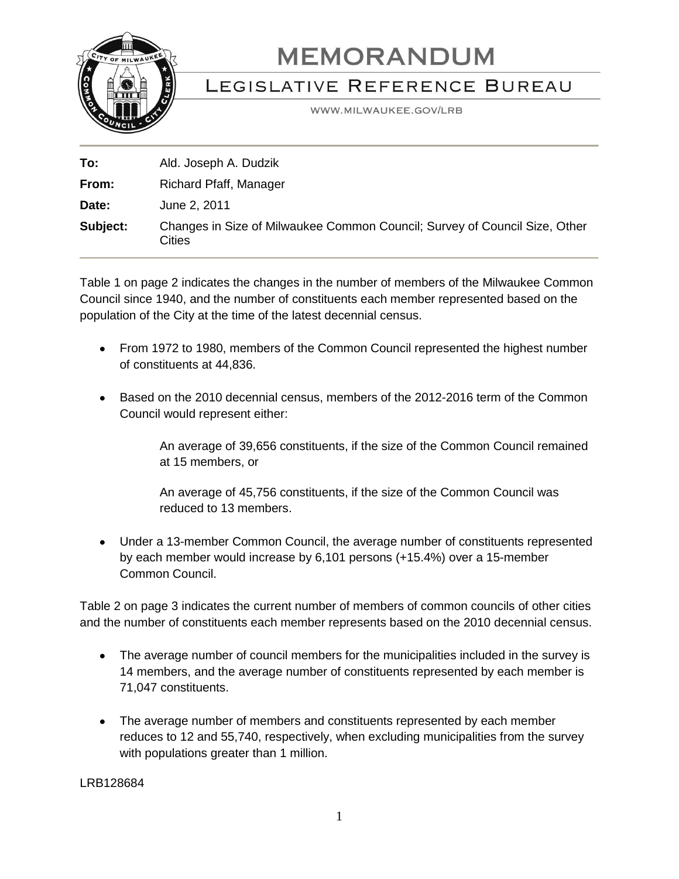# MEMORANDUM

## Legislative Reference Bureau

WWW.MILWAUKEE.GOV/LRB

| | |
|---|---|
| **To:** | Ald. Joseph A. Dudzik |
| **From:** | Richard Pfaff, Manager |
| **Date:** | June 2, 2011 |
| **Subject:** | Changes in Size of Milwaukee Common Council; Survey of Council Size, Other Cities |

Table 1 on page 2 indicates the changes in the number of members of the Milwaukee Common Council since 1940, and the number of constituents each member represented based on the population of the City at the time of the latest decennial census.

- From 1972 to 1980, members of the Common Council represented the highest number of constituents at 44,836.
- Based on the 2010 decennial census, members of the 2012-2016 term of the Common Council would represent either:

  An average of 39,656 constituents, if the size of the Common Council remained at 15 members, or

  An average of 45,756 constituents, if the size of the Common Council was reduced to 13 members.

- Under a 13-member Common Council, the average number of constituents represented by each member would increase by 6,101 persons (+15.4%) over a 15-member Common Council.

Table 2 on page 3 indicates the current number of members of common councils of other cities and the number of constituents each member represents based on the 2010 decennial census.

- The average number of council members for the municipalities included in the survey is 14 members, and the average number of constituents represented by each member is 71,047 constituents.
- The average number of members and constituents represented by each member reduces to 12 and 55,740, respectively, when excluding municipalities from the survey with populations greater than 1 million.

LRB128684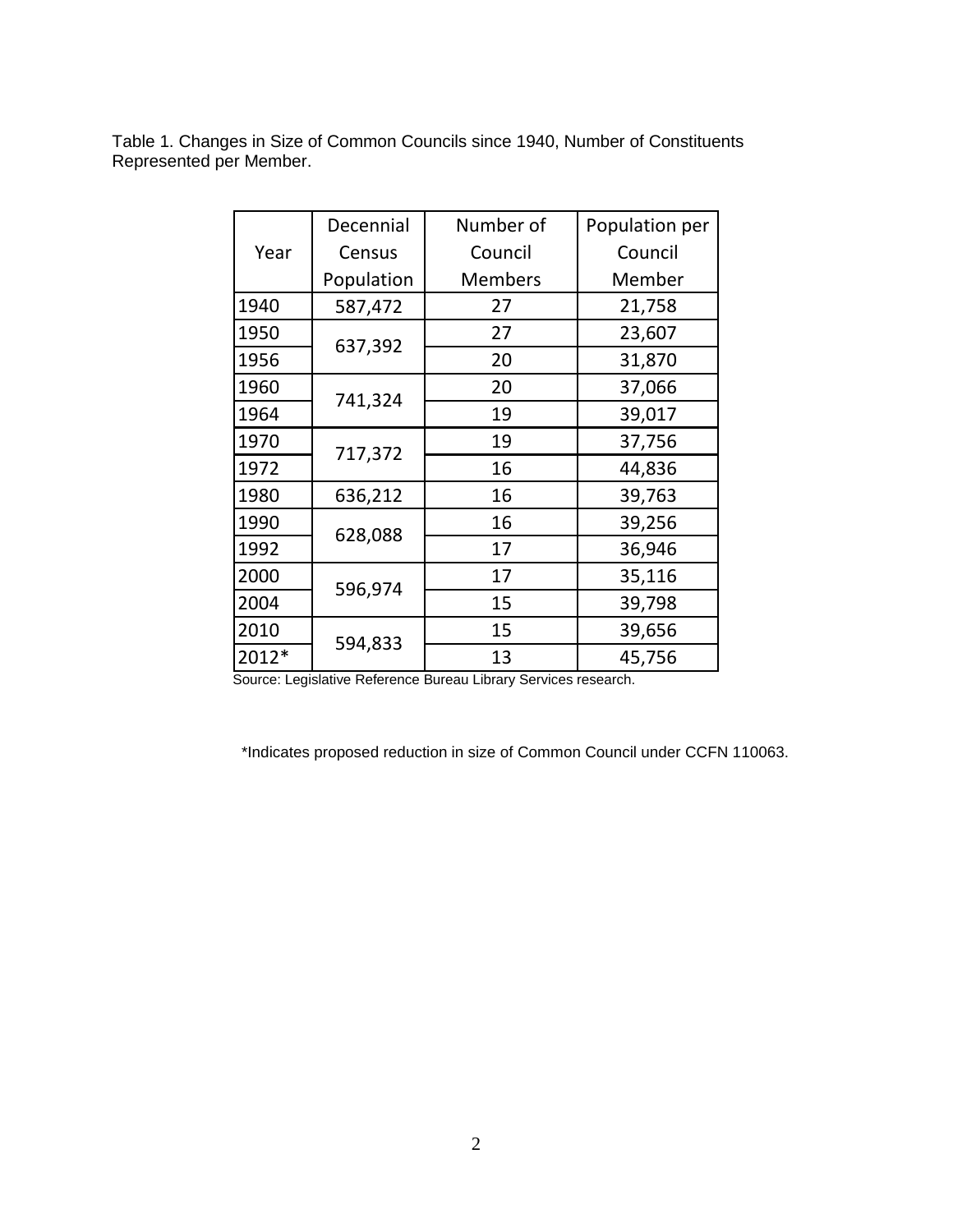Table 1. Changes in Size of Common Councils since 1940, Number of Constituents Represented per Member.

| Year | Decennial Census Population | Number of Council Members | Population per Council Member |
|---|---|---|---|
| 1940 | 587,472 | 27 | 21,758 |
| 1950 | 637,392 | 27 | 23,607 |
| 1956 | | 20 | 31,870 |
| 1960 | 741,324 | 20 | 37,066 |
| 1964 | | 19 | 39,017 |
| 1970 | 717,372 | 19 | 37,756 |
| 1972 | | 16 | 44,836 |
| 1980 | 636,212 | 16 | 39,763 |
| 1990 | 628,088 | 16 | 39,256 |
| 1992 | | 17 | 36,946 |
| 2000 | 596,974 | 17 | 35,116 |
| 2004 | | 15 | 39,798 |
| 2010 | 594,833 | 15 | 39,656 |
| 2012* | | 13 | 45,756 |

Source: Legislative Reference Bureau Library Services research.

*Indicates proposed reduction in size of Common Council under CCFN 110063.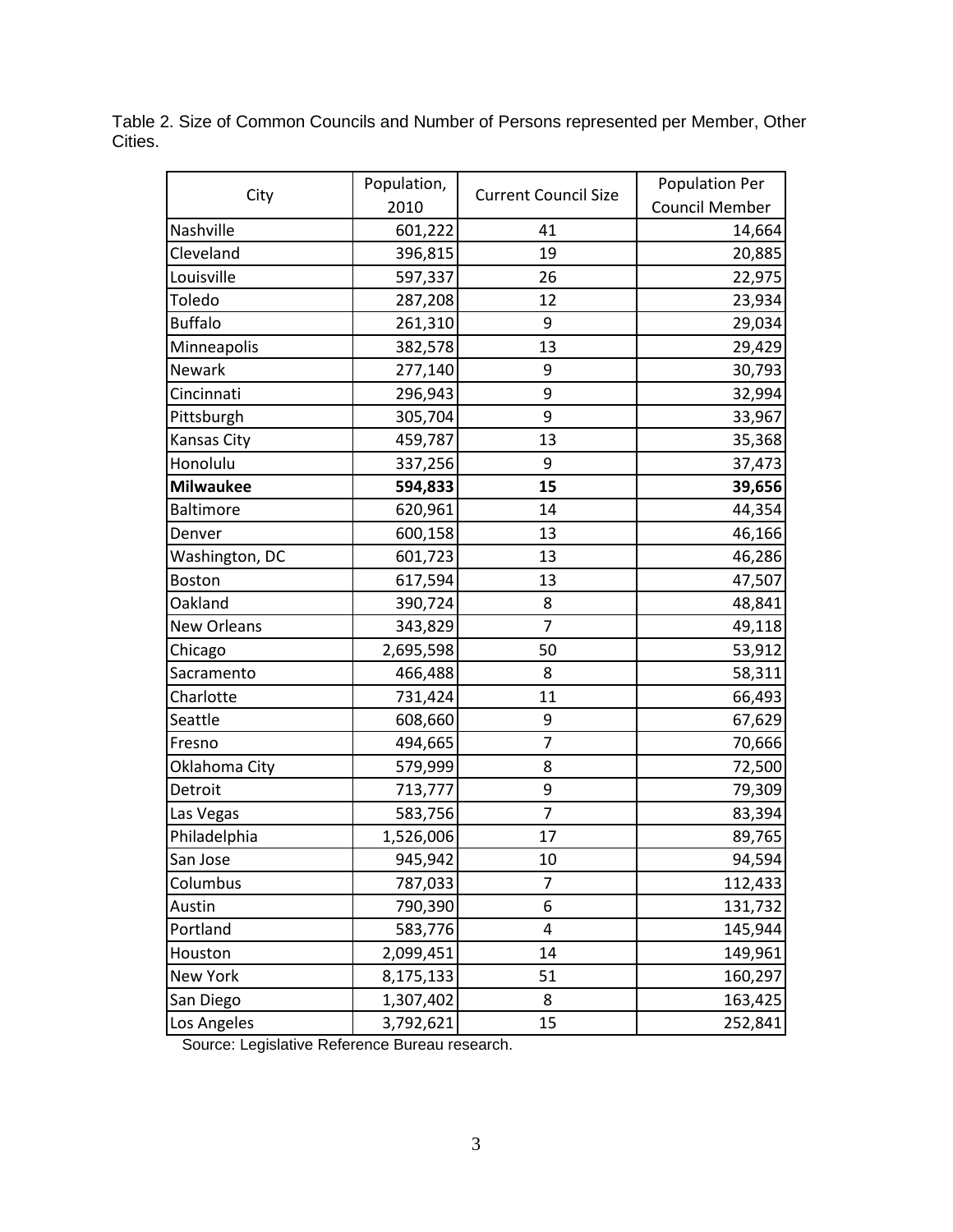Table 2. Size of Common Councils and Number of Persons represented per Member, Other Cities.

| City | Population, 2010 | Current Council Size | Population Per Council Member |
|---|---|---|---|
| Nashville | 601,222 | 41 | 14,664 |
| Cleveland | 396,815 | 19 | 20,885 |
| Louisville | 597,337 | 26 | 22,975 |
| Toledo | 287,208 | 12 | 23,934 |
| Buffalo | 261,310 | 9 | 29,034 |
| Minneapolis | 382,578 | 13 | 29,429 |
| Newark | 277,140 | 9 | 30,793 |
| Cincinnati | 296,943 | 9 | 32,994 |
| Pittsburgh | 305,704 | 9 | 33,967 |
| Kansas City | 459,787 | 13 | 35,368 |
| Honolulu | 337,256 | 9 | 37,473 |
| **Milwaukee** | **594,833** | **15** | **39,656** |
| Baltimore | 620,961 | 14 | 44,354 |
| Denver | 600,158 | 13 | 46,166 |
| Washington, DC | 601,723 | 13 | 46,286 |
| Boston | 617,594 | 13 | 47,507 |
| Oakland | 390,724 | 8 | 48,841 |
| New Orleans | 343,829 | 7 | 49,118 |
| Chicago | 2,695,598 | 50 | 53,912 |
| Sacramento | 466,488 | 8 | 58,311 |
| Charlotte | 731,424 | 11 | 66,493 |
| Seattle | 608,660 | 9 | 67,629 |
| Fresno | 494,665 | 7 | 70,666 |
| Oklahoma City | 579,999 | 8 | 72,500 |
| Detroit | 713,777 | 9 | 79,309 |
| Las Vegas | 583,756 | 7 | 83,394 |
| Philadelphia | 1,526,006 | 17 | 89,765 |
| San Jose | 945,942 | 10 | 94,594 |
| Columbus | 787,033 | 7 | 112,433 |
| Austin | 790,390 | 6 | 131,732 |
| Portland | 583,776 | 4 | 145,944 |
| Houston | 2,099,451 | 14 | 149,961 |
| New York | 8,175,133 | 51 | 160,297 |
| San Diego | 1,307,402 | 8 | 163,425 |
| Los Angeles | 3,792,621 | 15 | 252,841 |

Source: Legislative Reference Bureau research.